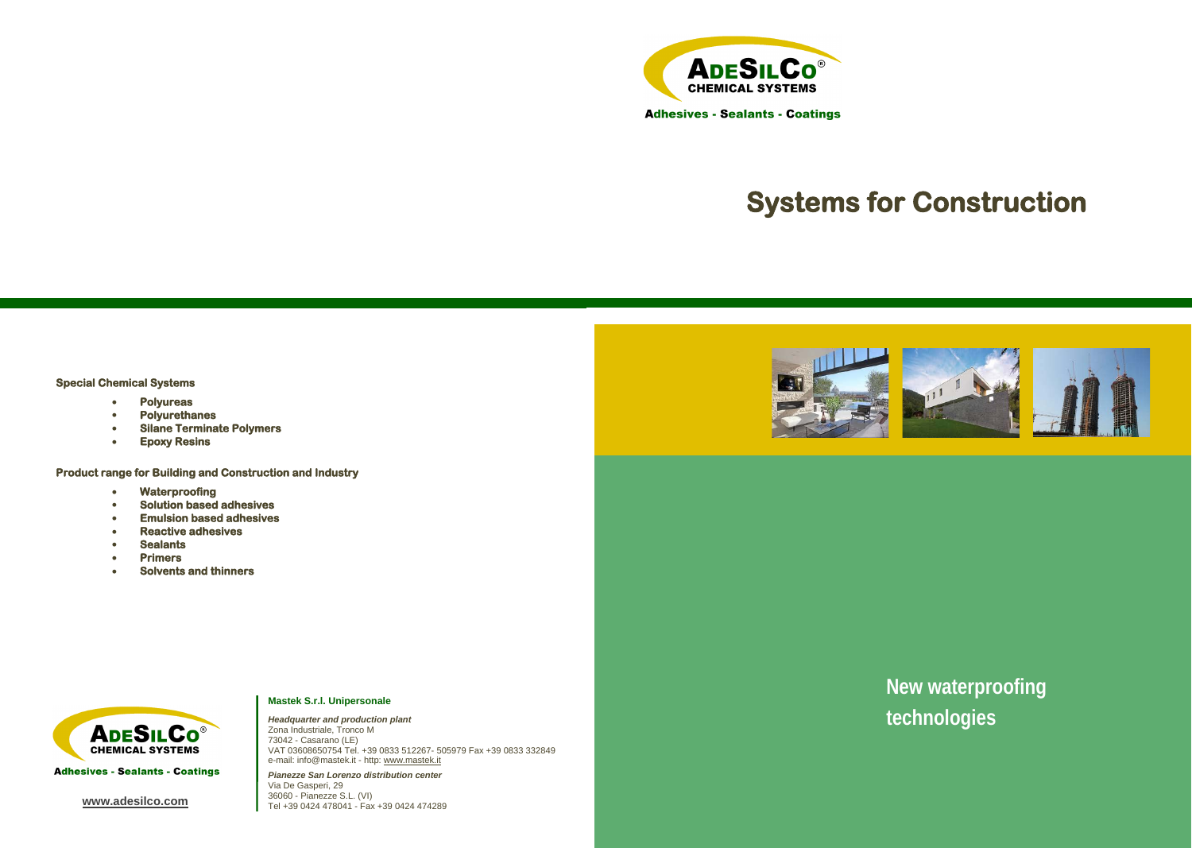**ADESILCO® CHEMICAL SYSTEMS**

**Adhesives - Sealants - Coatings**

# Systems for Construction

## New waterproofing technologies

### Special Chemical Systems

- **Polyureas**
- **Polyurethanes**
- **Silane Terminate Polymers**
- **Epoxy Resins**

### Product range for Building and Construction and Industry

- **Waterproofing**
- **Solution based adhesives**
- **Emulsion based adhesives**
- **Reactive adhesives**
- **Sealants**
- **Primers**
- **Solvents and thinners**

**ADESILCO® CHEMICAL SYSTEMS**

**Adhesives - Sealants - Coatings**

**www.adesilco.com**

**Mastek S.r.l. Unipersonale**

***Headquarter and production plant***
Zona Industriale, Tronco M
73042 - Casarano (LE)
VAT 03608650754 Tel. +39 0833 512267- 505979 Fax +39 0833 332849
e-mail: info@mastek.it - http: www.mastek.it

***Pianezze San Lorenzo distribution center***
Via De Gasperi, 29
36060 - Pianezze S.L. (VI)
Tel +39 0424 478041 - Fax +39 0424 474289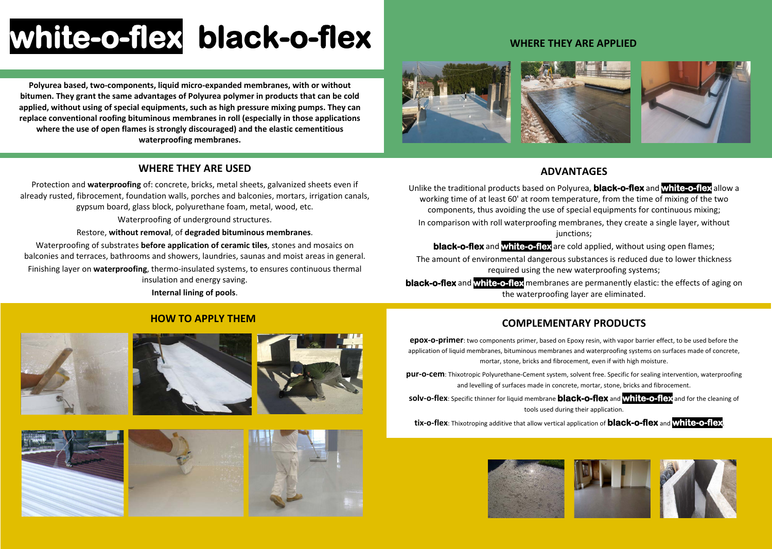# white-o-flex black-o-flex

**Polyurea based, two-components, liquid micro-expanded membranes, with or without bitumen. They grant the same advantages of Polyurea polymer in products that can be cold applied, without using of special equipments, such as high pressure mixing pumps. They can replace conventional roofing bituminous membranes in roll (especially in those applications where the use of open flames is strongly discouraged) and the elastic cementitious waterproofing membranes.**

## WHERE THEY ARE APPLIED

## WHERE THEY ARE USED

Protection and **waterproofing** of: concrete, bricks, metal sheets, galvanized sheets even if already rusted, fibrocement, foundation walls, porches and balconies, mortars, irrigation canals, gypsum board, glass block, polyurethane foam, metal, wood, etc.

Waterproofing of underground structures.

Restore, **without removal**, of **degraded bituminous membranes**.

Waterproofing of substrates **before application of ceramic tiles**, stones and mosaics on balconies and terraces, bathrooms and showers, laundries, saunas and moist areas in general.

Finishing layer on **waterproofing**, thermo-insulated systems, to ensures continuous thermal insulation and energy saving.

**Internal lining of pools**.

## ADVANTAGES

Unlike the traditional products based on Polyurea, **black-o-flex** and **white-o-flex** allow a working time of at least 60' at room temperature, from the time of mixing of the two components, thus avoiding the use of special equipments for continuous mixing;

In comparison with roll waterproofing membranes, they create a single layer, without junctions;

**black-o-flex** and **white-o-flex** are cold applied, without using open flames;

The amount of environmental dangerous substances is reduced due to lower thickness required using the new waterproofing systems;

**black-o-flex** and **white-o-flex** membranes are permanently elastic: the effects of aging on the waterproofing layer are eliminated.

## HOW TO APPLY THEM

## COMPLEMENTARY PRODUCTS

**epox-o-primer**: two components primer, based on Epoxy resin, with vapor barrier effect, to be used before the application of liquid membranes, bituminous membranes and waterproofing systems on surfaces made of concrete, mortar, stone, bricks and fibrocement, even if with high moisture.

**pur-o-cem**: Thixotropic Polyurethane-Cement system, solvent free. Specific for sealing intervention, waterproofing and levelling of surfaces made in concrete, mortar, stone, bricks and fibrocement.

**solv-o-flex**: Specific thinner for liquid membrane **black-o-flex** and **white-o-flex** and for the cleaning of tools used during their application.

**tix-o-flex**: Thixotroping additive that allow vertical application of **black-o-flex** and **white-o-flex**.